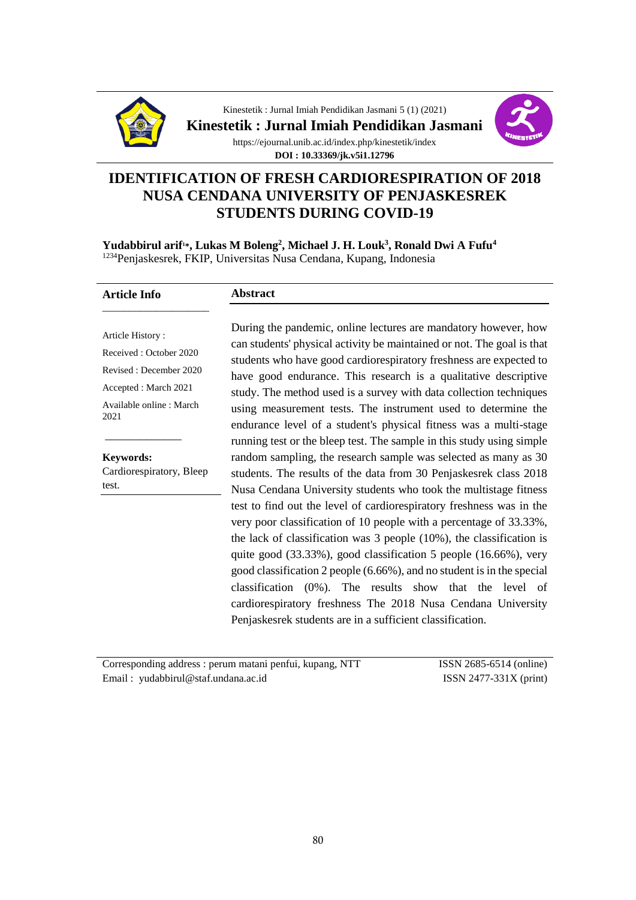Kinestetik : Jurnal Imiah Pendidikan Jasmani 5 (1) (2021)

**Kinestetik : Jurnal Imiah Pendidikan Jasmani**

https://ejournal.unib.ac.id/index.php/kinestetik/index

**DOI : 10.33369/jk.v5i1.12796**

# IDENTIFICATION OF FRESH CARDIORESPIRATION OF 2018 NUSA CENDANA UNIVERSITY OF PENJASKESREK STUDENTS DURING COVID-19

**Yudabbirul arif[1*], Lukas M Boleng[2], Michael J. H. Louk[3], Ronald Dwi A Fufu[4]**

[1234]Penjaskesrek, FKIP, Universitas Nusa Cendana, Kupang, Indonesia

**Article Info**

Article History :
Received : October 2020
Revised : December 2020
Accepted : March 2021
Available online : March 2021

**Keywords:**
Cardiorespiratory, Bleep test.

**Abstract**

During the pandemic, online lectures are mandatory however, how can students' physical activity be maintained or not. The goal is that students who have good cardiorespiratory freshness are expected to have good endurance. This research is a qualitative descriptive study. The method used is a survey with data collection techniques using measurement tests. The instrument used to determine the endurance level of a student's physical fitness was a multi-stage running test or the bleep test. The sample in this study using simple random sampling, the research sample was selected as many as 30 students. The results of the data from 30 Penjaskesrek class 2018 Nusa Cendana University students who took the multistage fitness test to find out the level of cardiorespiratory freshness was in the very poor classification of 10 people with a percentage of 33.33%, the lack of classification was 3 people (10%), the classification is quite good (33.33%), good classification 5 people (16.66%), very good classification 2 people (6.66%), and no student is in the special classification (0%). The results show that the level of cardiorespiratory freshness The 2018 Nusa Cendana University Penjaskesrek students are in a sufficient classification.

Corresponding address : perum matani penfui, kupang, NTT
Email : yudabbirul@staf.undana.ac.id

ISSN 2685-6514 (online)
ISSN 2477-331X (print)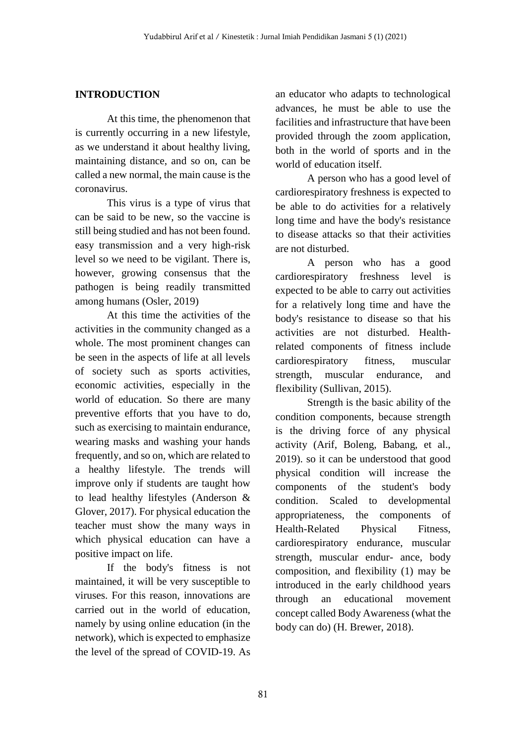## INTRODUCTION

At this time, the phenomenon that is currently occurring in a new lifestyle, as we understand it about healthy living, maintaining distance, and so on, can be called a new normal, the main cause is the coronavirus.

This virus is a type of virus that can be said to be new, so the vaccine is still being studied and has not been found. easy transmission and a very high-risk level so we need to be vigilant. There is, however, growing consensus that the pathogen is being readily transmitted among humans (Osler, 2019)

At this time the activities of the activities in the community changed as a whole. The most prominent changes can be seen in the aspects of life at all levels of society such as sports activities, economic activities, especially in the world of education. So there are many preventive efforts that you have to do, such as exercising to maintain endurance, wearing masks and washing your hands frequently, and so on, which are related to a healthy lifestyle. The trends will improve only if students are taught how to lead healthy lifestyles (Anderson & Glover, 2017). For physical education the teacher must show the many ways in which physical education can have a positive impact on life.

If the body's fitness is not maintained, it will be very susceptible to viruses. For this reason, innovations are carried out in the world of education, namely by using online education (in the network), which is expected to emphasize the level of the spread of COVID-19. As an educator who adapts to technological advances, he must be able to use the facilities and infrastructure that have been provided through the zoom application, both in the world of sports and in the world of education itself.

A person who has a good level of cardiorespiratory freshness is expected to be able to do activities for a relatively long time and have the body's resistance to disease attacks so that their activities are not disturbed.

A person who has a good cardiorespiratory freshness level is expected to be able to carry out activities for a relatively long time and have the body's resistance to disease so that his activities are not disturbed. Health-related components of fitness include cardiorespiratory fitness, muscular strength, muscular endurance, and flexibility (Sullivan, 2015).

Strength is the basic ability of the condition components, because strength is the driving force of any physical activity (Arif, Boleng, Babang, et al., 2019). so it can be understood that good physical condition will increase the components of the student's body condition. Scaled to developmental appropriateness, the components of Health-Related Physical Fitness, cardiorespiratory endurance, muscular strength, muscular endur- ance, body composition, and flexibility (1) may be introduced in the early childhood years through an educational movement concept called Body Awareness (what the body can do) (H. Brewer, 2018).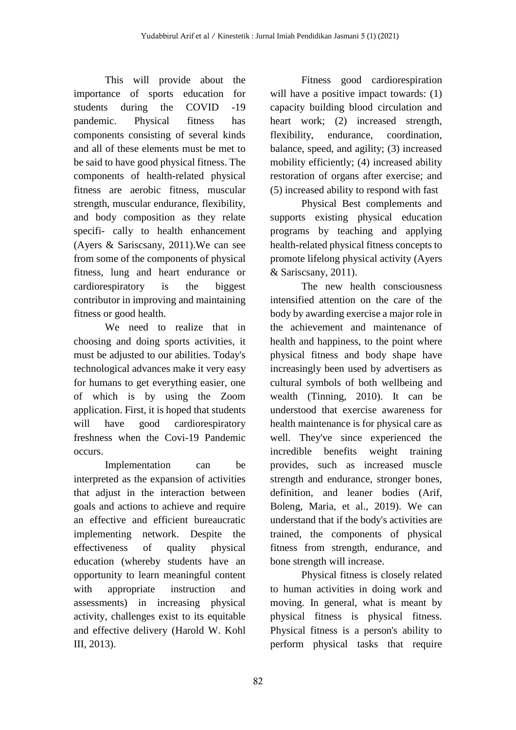This will provide about the importance of sports education for students during the COVID -19 pandemic. Physical fitness has components consisting of several kinds and all of these elements must be met to be said to have good physical fitness. The components of health-related physical fitness are aerobic fitness, muscular strength, muscular endurance, flexibility, and body composition as they relate specifi- cally to health enhancement (Ayers & Sariscsany, 2011).We can see from some of the components of physical fitness, lung and heart endurance or cardiorespiratory is the biggest contributor in improving and maintaining fitness or good health.

We need to realize that in choosing and doing sports activities, it must be adjusted to our abilities. Today's technological advances make it very easy for humans to get everything easier, one of which is by using the Zoom application. First, it is hoped that students will have good cardiorespiratory freshness when the Covi-19 Pandemic occurs.

Implementation can be interpreted as the expansion of activities that adjust in the interaction between goals and actions to achieve and require an effective and efficient bureaucratic implementing network. Despite the effectiveness of quality physical education (whereby students have an opportunity to learn meaningful content with appropriate instruction and assessments) in increasing physical activity, challenges exist to its equitable and effective delivery (Harold W. Kohl III, 2013).

Fitness good cardiorespiration will have a positive impact towards: (1) capacity building blood circulation and heart work; (2) increased strength, flexibility, endurance, coordination, balance, speed, and agility; (3) increased mobility efficiently; (4) increased ability restoration of organs after exercise; and (5) increased ability to respond with fast

Physical Best complements and supports existing physical education programs by teaching and applying health-related physical fitness concepts to promote lifelong physical activity (Ayers & Sariscsany, 2011).

The new health consciousness intensified attention on the care of the body by awarding exercise a major role in the achievement and maintenance of health and happiness, to the point where physical fitness and body shape have increasingly been used by advertisers as cultural symbols of both wellbeing and wealth (Tinning, 2010). It can be understood that exercise awareness for health maintenance is for physical care as well. They've since experienced the incredible benefits weight training provides, such as increased muscle strength and endurance, stronger bones, definition, and leaner bodies (Arif, Boleng, Maria, et al., 2019). We can understand that if the body's activities are trained, the components of physical fitness from strength, endurance, and bone strength will increase.

Physical fitness is closely related to human activities in doing work and moving. In general, what is meant by physical fitness is physical fitness. Physical fitness is a person's ability to perform physical tasks that require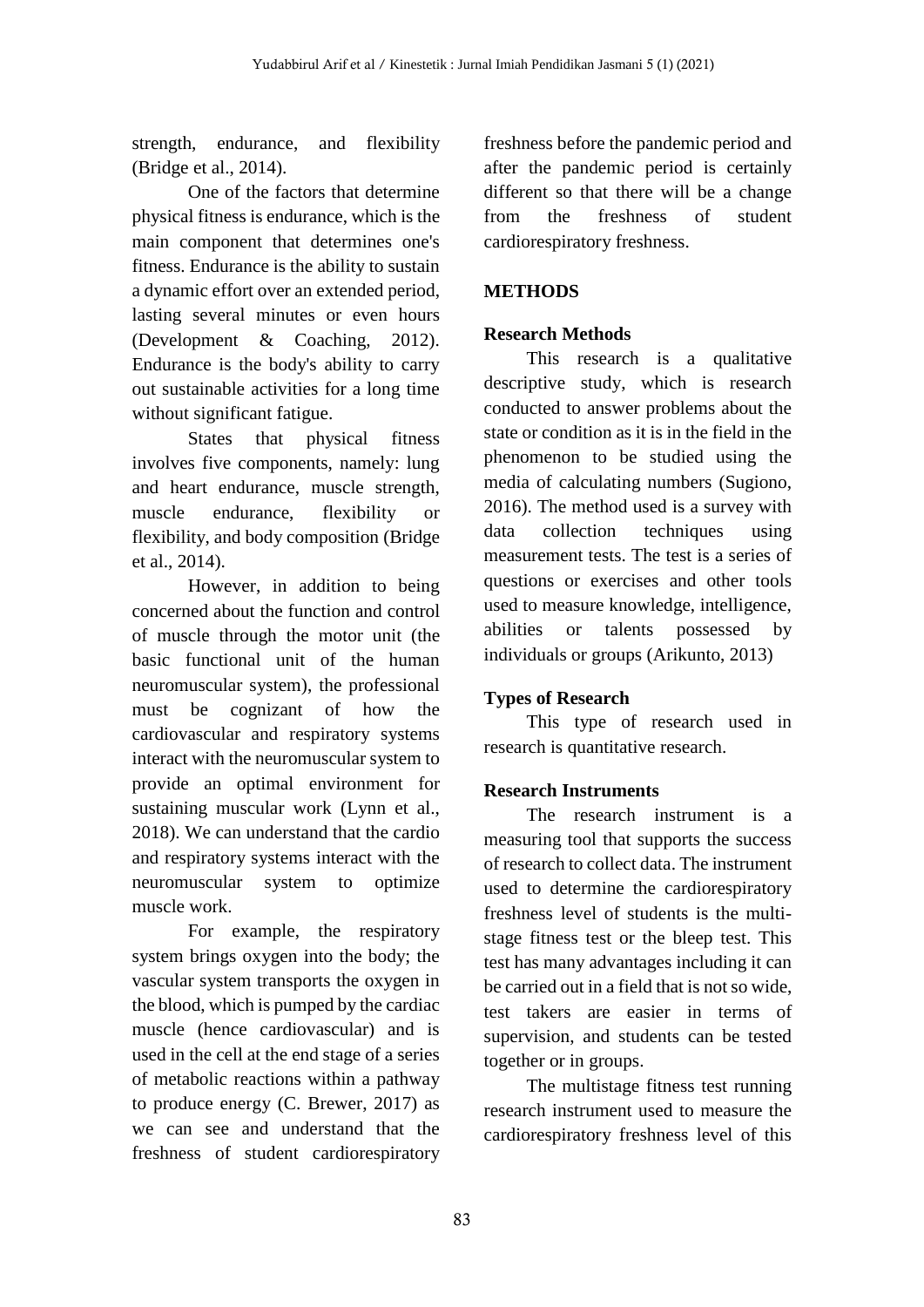strength, endurance, and flexibility (Bridge et al., 2014).

One of the factors that determine physical fitness is endurance, which is the main component that determines one's fitness. Endurance is the ability to sustain a dynamic effort over an extended period, lasting several minutes or even hours (Development & Coaching, 2012). Endurance is the body's ability to carry out sustainable activities for a long time without significant fatigue.

States that physical fitness involves five components, namely: lung and heart endurance, muscle strength, muscle endurance, flexibility or flexibility, and body composition (Bridge et al., 2014).

However, in addition to being concerned about the function and control of muscle through the motor unit (the basic functional unit of the human neuromuscular system), the professional must be cognizant of how the cardiovascular and respiratory systems interact with the neuromuscular system to provide an optimal environment for sustaining muscular work (Lynn et al., 2018). We can understand that the cardio and respiratory systems interact with the neuromuscular system to optimize muscle work.

For example, the respiratory system brings oxygen into the body; the vascular system transports the oxygen in the blood, which is pumped by the cardiac muscle (hence cardiovascular) and is used in the cell at the end stage of a series of metabolic reactions within a pathway to produce energy (C. Brewer, 2017) as we can see and understand that the freshness of student cardiorespiratory freshness before the pandemic period and after the pandemic period is certainly different so that there will be a change from the freshness of student cardiorespiratory freshness.

## METHODS

### Research Methods

This research is a qualitative descriptive study, which is research conducted to answer problems about the state or condition as it is in the field in the phenomenon to be studied using the media of calculating numbers (Sugiono, 2016). The method used is a survey with data collection techniques using measurement tests. The test is a series of questions or exercises and other tools used to measure knowledge, intelligence, abilities or talents possessed by individuals or groups (Arikunto, 2013)

### Types of Research

This type of research used in research is quantitative research.

### Research Instruments

The research instrument is a measuring tool that supports the success of research to collect data. The instrument used to determine the cardiorespiratory freshness level of students is the multi-stage fitness test or the bleep test. This test has many advantages including it can be carried out in a field that is not so wide, test takers are easier in terms of supervision, and students can be tested together or in groups.

The multistage fitness test running research instrument used to measure the cardiorespiratory freshness level of this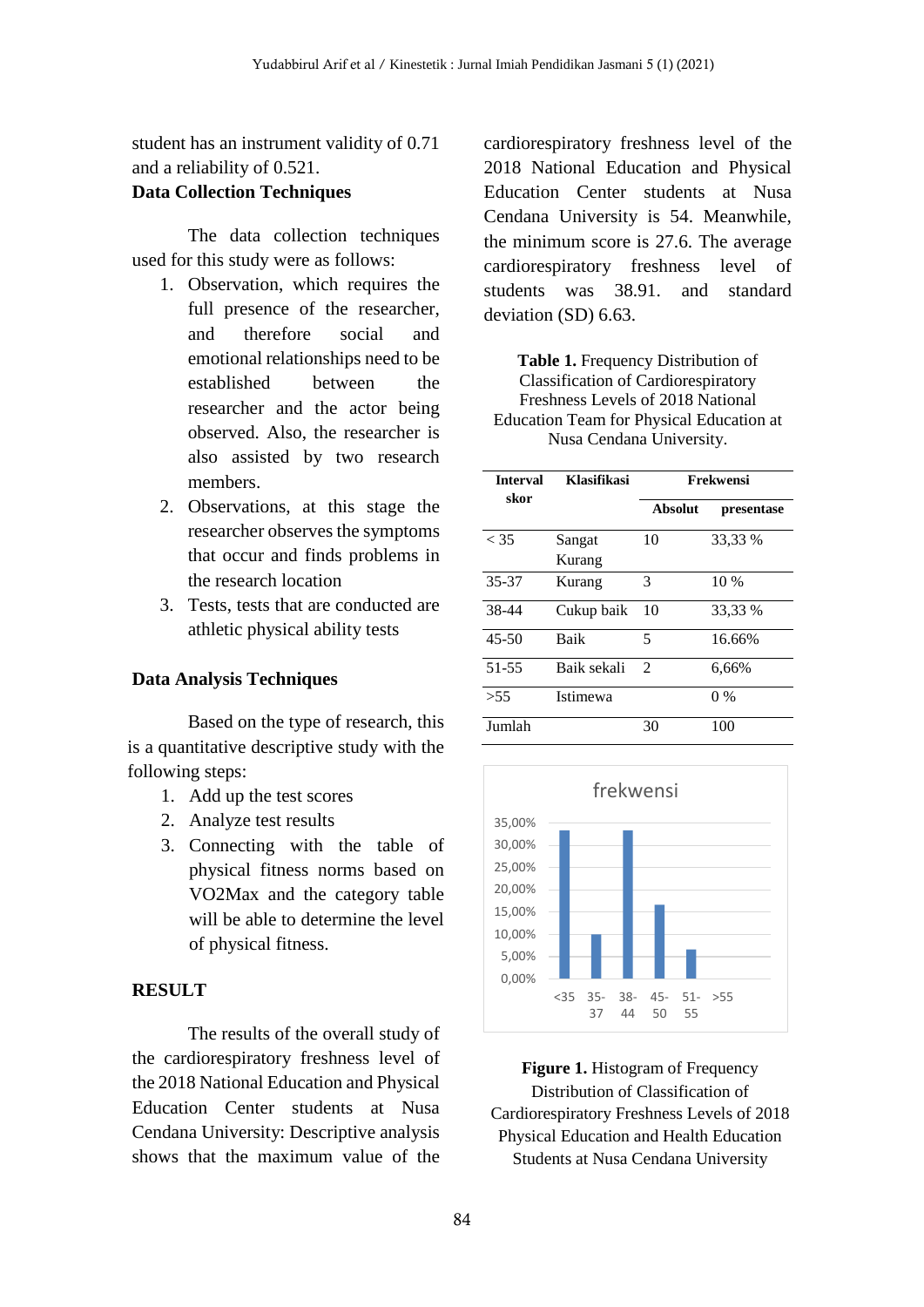student has an instrument validity of 0.71 and a reliability of 0.521.

### Data Collection Techniques

The data collection techniques used for this study were as follows:

1. Observation, which requires the full presence of the researcher, and therefore social and emotional relationships need to be established between the researcher and the actor being observed. Also, the researcher is also assisted by two research members.
2. Observations, at this stage the researcher observes the symptoms that occur and finds problems in the research location
3. Tests, tests that are conducted are athletic physical ability tests

### Data Analysis Techniques

Based on the type of research, this is a quantitative descriptive study with the following steps:

1. Add up the test scores
2. Analyze test results
3. Connecting with the table of physical fitness norms based on VO2Max and the category table will be able to determine the level of physical fitness.

## RESULT

The results of the overall study of the cardiorespiratory freshness level of the 2018 National Education and Physical Education Center students at Nusa Cendana University: Descriptive analysis shows that the maximum value of the cardiorespiratory freshness level of the 2018 National Education and Physical Education Center students at Nusa Cendana University is 54. Meanwhile, the minimum score is 27.6. The average cardiorespiratory freshness level of students was 38.91. and standard deviation (SD) 6.63.

**Table 1.** Frequency Distribution of Classification of Cardiorespiratory Freshness Levels of 2018 National Education Team for Physical Education at Nusa Cendana University.

| Interval skor | Klasifikasi | Frekwensi | |
|---|---|---|---|
| | | Absolut | presentase |
| < 35 | Sangat Kurang | 10 | 33,33 % |
| 35-37 | Kurang | 3 | 10 % |
| 38-44 | Cukup baik | 10 | 33,33 % |
| 45-50 | Baik | 5 | 16.66% |
| 51-55 | Baik sekali | 2 | 6,66% |
| >55 | Istimewa | | 0 % |
| Jumlah | | 30 | 100 |

**Figure 1.** Histogram of Frequency Distribution of Classification of Cardiorespiratory Freshness Levels of 2018 Physical Education and Health Education Students at Nusa Cendana University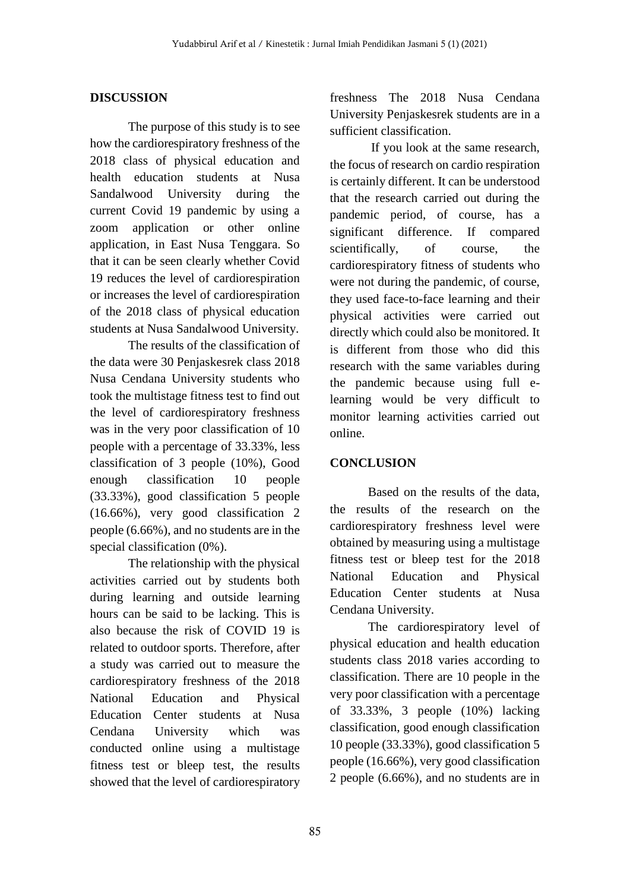## DISCUSSION

The purpose of this study is to see how the cardiorespiratory freshness of the 2018 class of physical education and health education students at Nusa Sandalwood University during the current Covid 19 pandemic by using a zoom application or other online application, in East Nusa Tenggara. So that it can be seen clearly whether Covid 19 reduces the level of cardiorespiration or increases the level of cardiorespiration of the 2018 class of physical education students at Nusa Sandalwood University.

The results of the classification of the data were 30 Penjaskesrek class 2018 Nusa Cendana University students who took the multistage fitness test to find out the level of cardiorespiratory freshness was in the very poor classification of 10 people with a percentage of 33.33%, less classification of 3 people (10%), Good enough classification 10 people (33.33%), good classification 5 people (16.66%), very good classification 2 people (6.66%), and no students are in the special classification (0%).

The relationship with the physical activities carried out by students both during learning and outside learning hours can be said to be lacking. This is also because the risk of COVID 19 is related to outdoor sports. Therefore, after a study was carried out to measure the cardiorespiratory freshness of the 2018 National Education and Physical Education Center students at Nusa Cendana University which was conducted online using a multistage fitness test or bleep test, the results showed that the level of cardiorespiratory freshness The 2018 Nusa Cendana University Penjaskesrek students are in a sufficient classification.

If you look at the same research, the focus of research on cardio respiration is certainly different. It can be understood that the research carried out during the pandemic period, of course, has a significant difference. If compared scientifically, of course, the cardiorespiratory fitness of students who were not during the pandemic, of course, they used face-to-face learning and their physical activities were carried out directly which could also be monitored. It is different from those who did this research with the same variables during the pandemic because using full e-learning would be very difficult to monitor learning activities carried out online.

## CONCLUSION

Based on the results of the data, the results of the research on the cardiorespiratory freshness level were obtained by measuring using a multistage fitness test or bleep test for the 2018 National Education and Physical Education Center students at Nusa Cendana University.

The cardiorespiratory level of physical education and health education students class 2018 varies according to classification. There are 10 people in the very poor classification with a percentage of 33.33%, 3 people (10%) lacking classification, good enough classification 10 people (33.33%), good classification 5 people (16.66%), very good classification 2 people (6.66%), and no students are in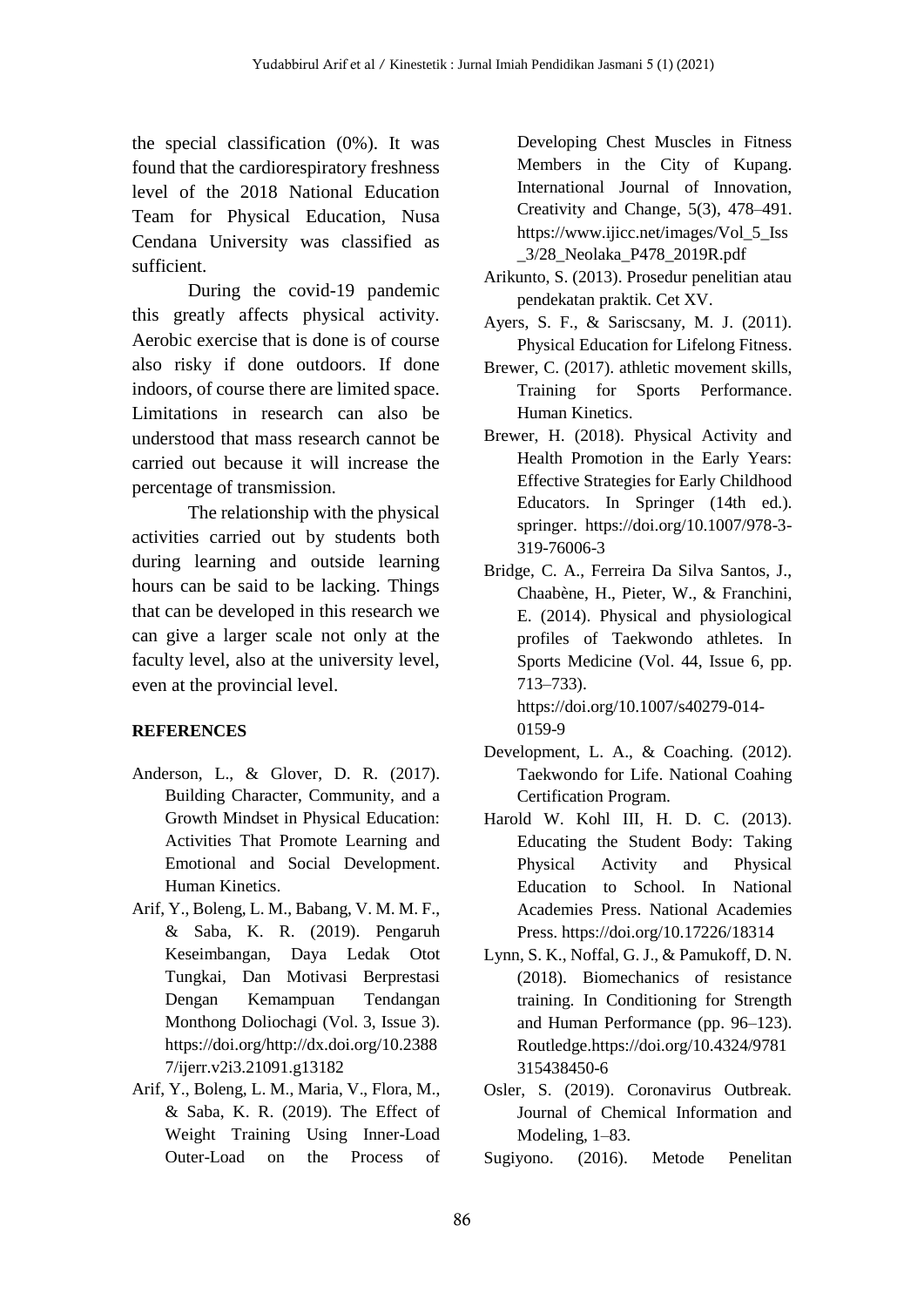the special classification (0%). It was found that the cardiorespiratory freshness level of the 2018 National Education Team for Physical Education, Nusa Cendana University was classified as sufficient.

During the covid-19 pandemic this greatly affects physical activity. Aerobic exercise that is done is of course also risky if done outdoors. If done indoors, of course there are limited space. Limitations in research can also be understood that mass research cannot be carried out because it will increase the percentage of transmission.

The relationship with the physical activities carried out by students both during learning and outside learning hours can be said to be lacking. Things that can be developed in this research we can give a larger scale not only at the faculty level, also at the university level, even at the provincial level.

**REFERENCES**

Anderson, L., & Glover, D. R. (2017). Building Character, Community, and a Growth Mindset in Physical Education: Activities That Promote Learning and Emotional and Social Development. Human Kinetics.

Arif, Y., Boleng, L. M., Babang, V. M. M. F., & Saba, K. R. (2019). Pengaruh Keseimbangan, Daya Ledak Otot Tungkai, Dan Motivasi Berprestasi Dengan Kemampuan Tendangan Monthong Doliochagi (Vol. 3, Issue 3). https://doi.org/http://dx.doi.org/10.23887/ijerr.v2i3.21091.g13182

Arif, Y., Boleng, L. M., Maria, V., Flora, M., & Saba, K. R. (2019). The Effect of Weight Training Using Inner-Load Outer-Load on the Process of Developing Chest Muscles in Fitness Members in the City of Kupang. International Journal of Innovation, Creativity and Change, 5(3), 478–491. https://www.ijicc.net/images/Vol_5_Iss_3/28_Neolaka_P478_2019R.pdf

Arikunto, S. (2013). Prosedur penelitian atau pendekatan praktik. Cet XV.

Ayers, S. F., & Sariscsany, M. J. (2011). Physical Education for Lifelong Fitness.

Brewer, C. (2017). athletic movement skills, Training for Sports Performance. Human Kinetics.

Brewer, H. (2018). Physical Activity and Health Promotion in the Early Years: Effective Strategies for Early Childhood Educators. In Springer (14th ed.). springer. https://doi.org/10.1007/978-3-319-76006-3

Bridge, C. A., Ferreira Da Silva Santos, J., Chaabène, H., Pieter, W., & Franchini, E. (2014). Physical and physiological profiles of Taekwondo athletes. In Sports Medicine (Vol. 44, Issue 6, pp. 713–733). https://doi.org/10.1007/s40279-014-0159-9

Development, L. A., & Coaching. (2012). Taekwondo for Life. National Coahing Certification Program.

Harold W. Kohl III, H. D. C. (2013). Educating the Student Body: Taking Physical Activity and Physical Education to School. In National Academies Press. National Academies Press. https://doi.org/10.17226/18314

Lynn, S. K., Noffal, G. J., & Pamukoff, D. N. (2018). Biomechanics of resistance training. In Conditioning for Strength and Human Performance (pp. 96–123). Routledge.https://doi.org/10.4324/9781315438450-6

Osler, S. (2019). Coronavirus Outbreak. Journal of Chemical Information and Modeling, 1–83.

Sugiyono. (2016). Metode Penelitan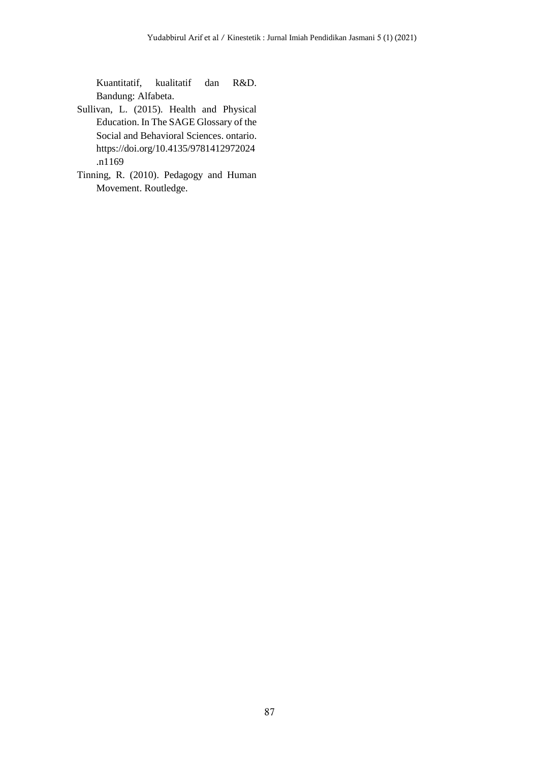Kuantitatif, kualitatif dan R&D. Bandung: Alfabeta.

Sullivan, L. (2015). Health and Physical Education. In The SAGE Glossary of the Social and Behavioral Sciences. ontario. https://doi.org/10.4135/9781412972024.n1169

Tinning, R. (2010). Pedagogy and Human Movement. Routledge.